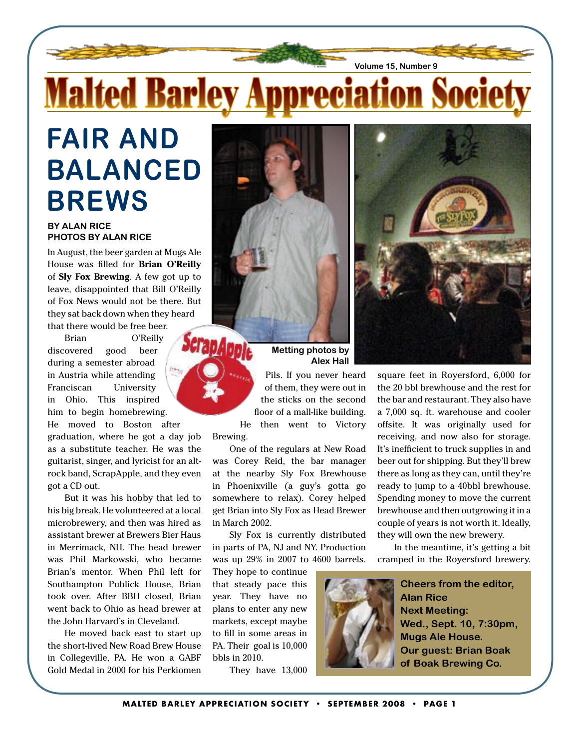# Malted Barley Appreciation Society

Volume 15, Number 9

# FAIR AND BALANCED BREWS

**BY ALAN RICE**
**PHOTOS BY ALAN RICE**

In August, the beer garden at Mugs Ale House was filled for **Brian O'Reilly** of **Sly Fox Brewing**. A few got up to leave, disappointed that Bill O'Reilly of Fox News would not be there. But they sat back down when they heard that there would be free beer.

Brian O'Reilly discovered good beer during a semester abroad in Austria while attending Franciscan University in Ohio. This inspired him to begin homebrewing. He moved to Boston after graduation, where he got a day job as a substitute teacher. He was the guitarist, singer, and lyricist for an alt-rock band, ScrapApple, and they even got a CD out.

But it was his hobby that led to his big break. He volunteered at a local microbrewery, and then was hired as assistant brewer at Brewers Bier Haus in Merrimack, NH. The head brewer was Phil Markowski, who became Brian's mentor. When Phil left for Southampton Publick House, Brian took over. After BBH closed, Brian went back to Ohio as head brewer at the John Harvard's in Cleveland.

He moved back east to start up the short-lived New Road Brew House in Collegeville, PA. He won a GABF Gold Medal in 2000 for his Perkiomen Pils. If you never heard of them, they were out in the sticks on the second floor of a mall-like building. He then went to Victory Brewing.

One of the regulars at New Road was Corey Reid, the bar manager at the nearby Sly Fox Brewhouse in Phoenixville (a guy's gotta go somewhere to relax). Corey helped get Brian into Sly Fox as Head Brewer in March 2002.

Sly Fox is currently distributed in parts of PA, NJ and NY. Production was up 29% in 2007 to 4600 barrels. They hope to continue that steady pace this year. They have no plans to enter any new markets, except maybe to fill in some areas in PA. Their goal is 10,000 bbls in 2010.

They have 13,000 square feet in Royersford, 6,000 for the 20 bbl brewhouse and the rest for the bar and restaurant. They also have a 7,000 sq. ft. warehouse and cooler offsite. It was originally used for receiving, and now also for storage. It's inefficient to truck supplies in and beer out for shipping. But they'll brew there as long as they can, until they're ready to jump to a 40bbl brewhouse. Spending money to move the current brewhouse and then outgrowing it in a couple of years is not worth it. Ideally, they will own the new brewery.

In the meantime, it's getting a bit cramped in the Royersford brewery.

Metting photos by Alex Hall

**Cheers from the editor, Alan Rice**
**Next Meeting:**
**Wed., Sept. 10, 7:30pm, Mugs Ale House.**
**Our guest: Brian Boak of Boak Brewing Co.**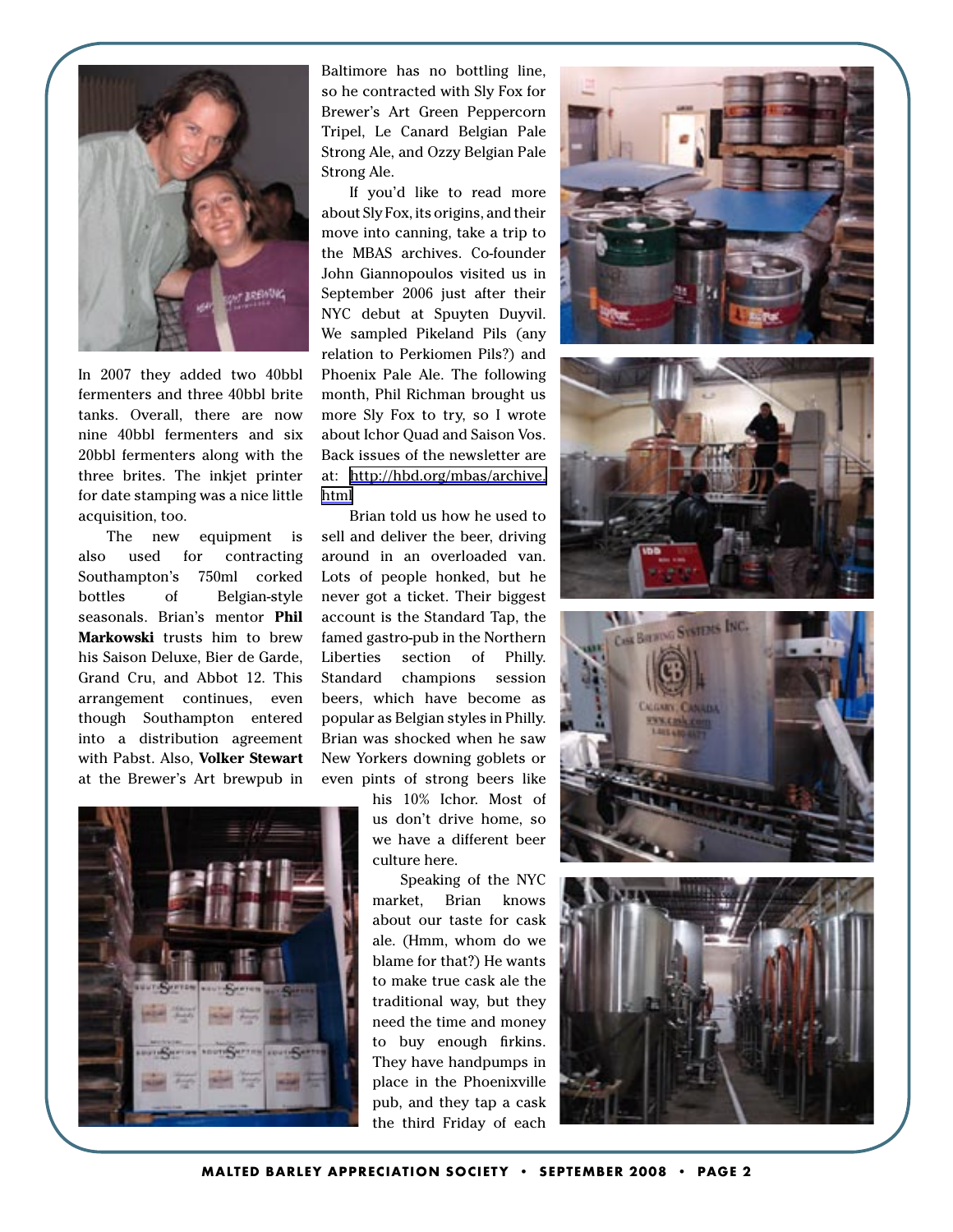In 2007 they added two 40bbl fermenters and three 40bbl brite tanks. Overall, there are now nine 40bbl fermenters and six 20bbl fermenters along with the three brites. The inkjet printer for date stamping was a nice little acquisition, too.

The new equipment is also used for contracting Southampton's 750ml corked bottles of Belgian-style seasonals. Brian's mentor **Phil Markowski** trusts him to brew his Saison Deluxe, Bier de Garde, Grand Cru, and Abbot 12. This arrangement continues, even though Southampton entered into a distribution agreement with Pabst. Also, **Volker Stewart** at the Brewer's Art brewpub in Baltimore has no bottling line, so he contracted with Sly Fox for Brewer's Art Green Peppercorn Tripel, Le Canard Belgian Pale Strong Ale, and Ozzy Belgian Pale Strong Ale.

If you'd like to read more about Sly Fox, its origins, and their move into canning, take a trip to the MBAS archives. Co-founder John Giannopoulos visited us in September 2006 just after their NYC debut at Spuyten Duyvil. We sampled Pikeland Pils (any relation to Perkiomen Pils?) and Phoenix Pale Ale. The following month, Phil Richman brought us more Sly Fox to try, so I wrote about Ichor Quad and Saison Vos. Back issues of the newsletter are at: http://hbd.org/mbas/archive.html

Brian told us how he used to sell and deliver the beer, driving around in an overloaded van. Lots of people honked, but he never got a ticket. Their biggest account is the Standard Tap, the famed gastro-pub in the Northern Liberties section of Philly. Standard champions session beers, which have become as popular as Belgian styles in Philly. Brian was shocked when he saw New Yorkers downing goblets or even pints of strong beers like his 10% Ichor. Most of us don't drive home, so we have a different beer culture here.

Speaking of the NYC market, Brian knows about our taste for cask ale. (Hmm, whom do we blame for that?) He wants to make true cask ale the traditional way, but they need the time and money to buy enough firkins. They have handpumps in place in the Phoenixville pub, and they tap a cask the third Friday of each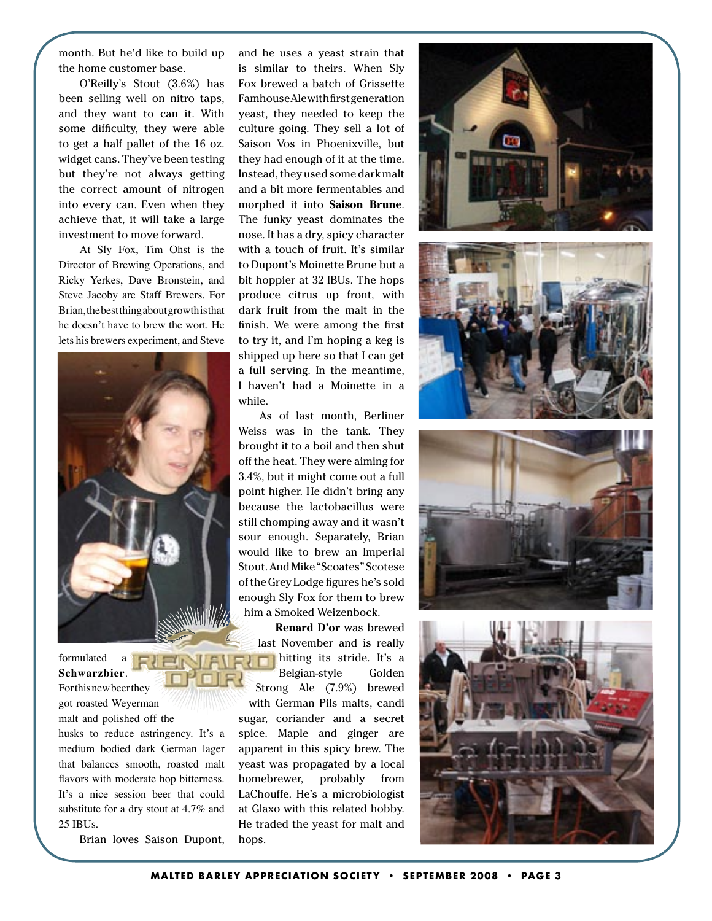month. But he'd like to build up the home customer base.

O'Reilly's Stout (3.6%) has been selling well on nitro taps, and they want to can it. With some difficulty, they were able to get a half pallet of the 16 oz. widget cans. They've been testing but they're not always getting the correct amount of nitrogen into every can. Even when they achieve that, it will take a large investment to move forward.

At Sly Fox, Tim Ohst is the Director of Brewing Operations, and Ricky Yerkes, Dave Bronstein, and Steve Jacoby are Staff Brewers. For Brian, the best thing about growth is that he doesn't have to brew the wort. He lets his brewers experiment, and Steve formulated a **Schwarzbier**. For this new beer they got roasted Weyerman malt and polished off the husks to reduce astringency. It's a medium bodied dark German lager that balances smooth, roasted malt flavors with moderate hop bitterness. It's a nice session beer that could substitute for a dry stout at 4.7% and 25 IBUs.

Brian loves Saison Dupont, and he uses a yeast strain that is similar to theirs. When Sly Fox brewed a batch of Grissette Famhouse Ale with first generation yeast, they needed to keep the culture going. They sell a lot of Saison Vos in Phoenixville, but they had enough of it at the time. Instead, they used some dark malt and a bit more fermentables and morphed it into **Saison Brune**. The funky yeast dominates the nose. It has a dry, spicy character with a touch of fruit. It's similar to Dupont's Moinette Brune but a bit hoppier at 32 IBUs. The hops produce citrus up front, with dark fruit from the malt in the finish. We were among the first to try it, and I'm hoping a keg is shipped up here so that I can get a full serving. In the meantime, I haven't had a Moinette in a while.

As of last month, Berliner Weiss was in the tank. They brought it to a boil and then shut off the heat. They were aiming for 3.4%, but it might come out a full point higher. He didn't bring any because the lactobacillus were still chomping away and it wasn't sour enough. Separately, Brian would like to brew an Imperial Stout. And Mike "Scoates" Scotese of the Grey Lodge figures he's sold enough Sly Fox for them to brew him a Smoked Weizenbock.

**Renard D'or** was brewed last November and is really hitting its stride. It's a Belgian-style Golden Strong Ale (7.9%) brewed with German Pils malts, candi sugar, coriander and a secret spice. Maple and ginger are apparent in this spicy brew. The yeast was propagated by a local homebrewer, probably from LaChouffe. He's a microbiologist at Glaxo with this related hobby. He traded the yeast for malt and hops.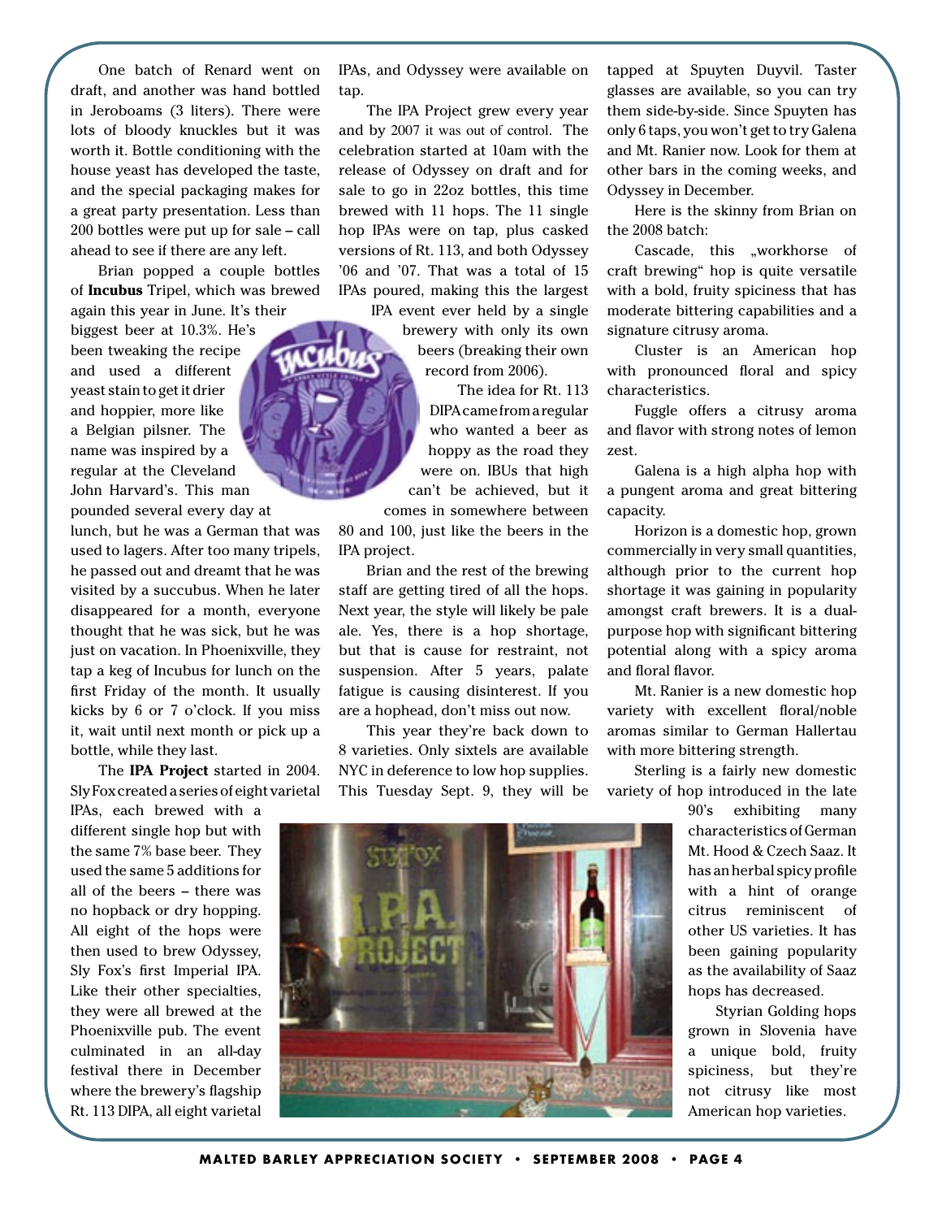One batch of Renard went on draft, and another was hand bottled in Jeroboams (3 liters). There were lots of bloody knuckles but it was worth it. Bottle conditioning with the house yeast has developed the taste, and the special packaging makes for a great party presentation. Less than 200 bottles were put up for sale – call ahead to see if there are any left.

Brian popped a couple bottles of **Incubus** Tripel, which was brewed again this year in June. It's their biggest beer at 10.3%. He's been tweaking the recipe and used a different yeast stain to get it drier and hoppier, more like a Belgian pilsner. The name was inspired by a regular at the Cleveland John Harvard's. This man pounded several every day at lunch, but he was a German that was used to lagers. After too many tripels, he passed out and dreamt that he was visited by a succubus. When he later disappeared for a month, everyone thought that he was sick, but he was just on vacation. In Phoenixville, they tap a keg of Incubus for lunch on the first Friday of the month. It usually kicks by 6 or 7 o'clock. If you miss it, wait until next month or pick up a bottle, while they last.

The **IPA Project** started in 2004. Sly Fox created a series of eight varietal IPAs, each brewed with a different single hop but with the same 7% base beer. They used the same 5 additions for all of the beers – there was no hopback or dry hopping. All eight of the hops were then used to brew Odyssey, Sly Fox's first Imperial IPA. Like their other specialties, they were all brewed at the Phoenixville pub. The event culminated in an all-day festival there in December where the brewery's flagship Rt. 113 DIPA, all eight varietal IPAs, and Odyssey were available on tap.

The IPA Project grew every year and by 2007 it was out of control. The celebration started at 10am with the release of Odyssey on draft and for sale to go in 22oz bottles, this time brewed with 11 hops. The 11 single hop IPAs were on tap, plus casked versions of Rt. 113, and both Odyssey '06 and '07. That was a total of 15 IPAs poured, making this the largest IPA event ever held by a single brewery with only its own beers (breaking their own record from 2006).

The idea for Rt. 113 DIPA came from a regular who wanted a beer as hoppy as the road they were on. IBUs that high can't be achieved, but it comes in somewhere between 80 and 100, just like the beers in the IPA project.

Brian and the rest of the brewing staff are getting tired of all the hops. Next year, the style will likely be pale ale. Yes, there is a hop shortage, but that is cause for restraint, not suspension. After 5 years, palate fatigue is causing disinterest. If you are a hophead, don't miss out now.

This year they're back down to 8 varieties. Only sixtels are available NYC in deference to low hop supplies. This Tuesday Sept. 9, they will be tapped at Spuyten Duyvil. Taster glasses are available, so you can try them side-by-side. Since Spuyten has only 6 taps, you won't get to try Galena and Mt. Ranier now. Look for them at other bars in the coming weeks, and Odyssey in December.

Here is the skinny from Brian on the 2008 batch:

Cascade, this „workhorse of craft brewing" hop is quite versatile with a bold, fruity spiciness that has moderate bittering capabilities and a signature citrusy aroma.

Cluster is an American hop with pronounced floral and spicy characteristics.

Fuggle offers a citrusy aroma and flavor with strong notes of lemon zest.

Galena is a high alpha hop with a pungent aroma and great bittering capacity.

Horizon is a domestic hop, grown commercially in very small quantities, although prior to the current hop shortage it was gaining in popularity amongst craft brewers. It is a dual-purpose hop with significant bittering potential along with a spicy aroma and floral flavor.

Mt. Ranier is a new domestic hop variety with excellent floral/noble aromas similar to German Hallertau with more bittering strength.

Sterling is a fairly new domestic variety of hop introduced in the late 90's exhibiting many characteristics of German Mt. Hood & Czech Saaz. It has an herbal spicy profile with a hint of orange citrus reminiscent of other US varieties. It has been gaining popularity as the availability of Saaz hops has decreased.

Styrian Golding hops grown in Slovenia have a unique bold, fruity spiciness, but they're not citrusy like most American hop varieties.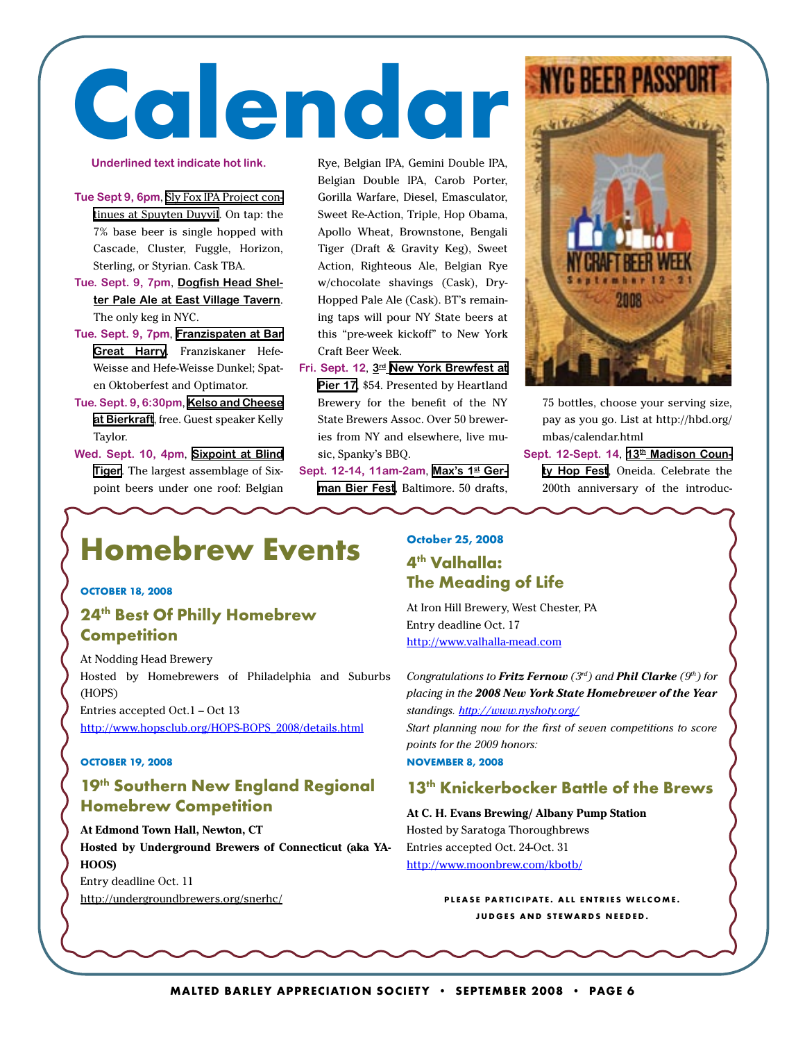# Calendar

**Underlined text indicate hot link.**

**Tue Sept 9, 6pm**, Sly Fox IPA Project continues at Spuyten Duyvil. On tap: the 7% base beer is single hopped with Cascade, Cluster, Fuggle, Horizon, Sterling, or Styrian. Cask TBA.

**Tue. Sept. 9, 7pm**, **Dogfish Head Shelter Pale Ale at East Village Tavern**. The only keg in NYC.

**Tue. Sept. 9, 7pm**, **Franzispaten at Bar Great Harry**. Franziskaner Hefe-Weisse and Hefe-Weisse Dunkel; Spaten Oktoberfest and Optimator.

**Tue. Sept. 9, 6:30pm**, **Kelso and Cheese at Bierkraft**, free. Guest speaker Kelly Taylor.

**Wed. Sept. 10, 4pm**, **Sixpoint at Blind Tiger**. The largest assemblage of Sixpoint beers under one roof: Belgian Rye, Belgian IPA, Gemini Double IPA, Belgian Double IPA, Carob Porter, Gorilla Warfare, Diesel, Emasculator, Sweet Re-Action, Triple, Hop Obama, Apollo Wheat, Brownstone, Bengali Tiger (Draft & Gravity Keg), Sweet Action, Righteous Ale, Belgian Rye w/chocolate shavings (Cask), Dry-Hopped Pale Ale (Cask). BT's remaining taps will pour NY State beers at this "pre-week kickoff" to New York Craft Beer Week.

**Fri. Sept. 12**, **3rd New York Brewfest at Pier 17**, $54. Presented by Heartland Brewery for the benefit of the NY State Brewers Assoc. Over 50 breweries from NY and elsewhere, live music, Spanky's BBQ.

**Sept. 12-14, 11am-2am**, **Max's 1st German Bier Fest**, Baltimore. 50 drafts, 75 bottles, choose your serving size, pay as you go. List at http://hbd.org/mbas/calendar.html

**Sept. 12-Sept. 14**, **13th Madison County Hop Fest**, Oneida. Celebrate the 200th anniversary of the introduc-

# Homebrew Events

**OCTOBER 18, 2008**

## 24th Best Of Philly Homebrew Competition

At Nodding Head Brewery
Hosted by Homebrewers of Philadelphia and Suburbs (HOPS)
Entries accepted Oct.1 – Oct 13
http://www.hopsclub.org/HOPS-BOPS_2008/details.html

**OCTOBER 19, 2008**

## 19th Southern New England Regional Homebrew Competition

**At Edmond Town Hall, Newton, CT**
**Hosted by Underground Brewers of Connecticut (aka YAHOOS)**
Entry deadline Oct. 11
http://undergroundbrewers.org/snerhc/

**October 25, 2008**

## 4th Valhalla: The Meading of Life

At Iron Hill Brewery, West Chester, PA
Entry deadline Oct. 17
http://www.valhalla-mead.com

*Congratulations to **Fritz Fernow** (3rd) and **Phil Clarke** (9th) for placing in the **2008 New York State Homebrewer of the Year** standings. http://www.nyshoty.org/*
*Start planning now for the first of seven competitions to score points for the 2009 honors:*

**NOVEMBER 8, 2008**

## 13th Knickerbocker Battle of the Brews

**At C. H. Evans Brewing/ Albany Pump Station**
Hosted by Saratoga Thoroughbrews
Entries accepted Oct. 24-Oct. 31
http://www.moonbrew.com/kbotb/

**PLEASE PARTICIPATE. ALL ENTRIES WELCOME. JUDGES AND STEWARDS NEEDED.**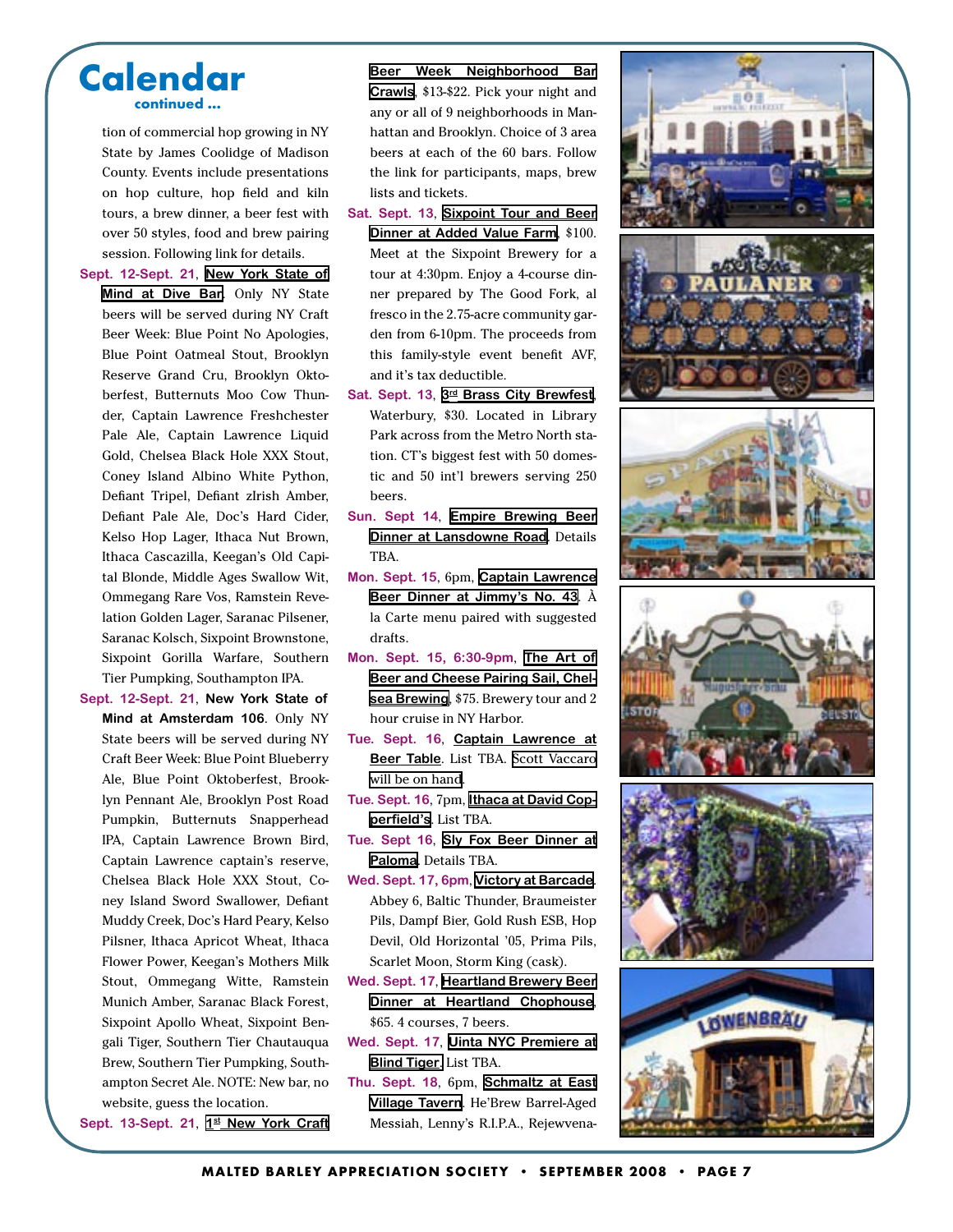## Calendar

continued ...

tion of commercial hop growing in NY State by James Coolidge of Madison County. Events include presentations on hop culture, hop field and kiln tours, a brew dinner, a beer fest with over 50 styles, food and brew pairing session. Following link for details.

**Sept. 12-Sept. 21**, **New York State of Mind at Dive Bar**. Only NY State beers will be served during NY Craft Beer Week: Blue Point No Apologies, Blue Point Oatmeal Stout, Brooklyn Reserve Grand Cru, Brooklyn Oktoberfest, Butternuts Moo Cow Thunder, Captain Lawrence Freshchester Pale Ale, Captain Lawrence Liquid Gold, Chelsea Black Hole XXX Stout, Coney Island Albino White Python, Defiant Tripel, Defiant zIrish Amber, Defiant Pale Ale, Doc's Hard Cider, Kelso Hop Lager, Ithaca Nut Brown, Ithaca Cascazilla, Keegan's Old Capital Blonde, Middle Ages Swallow Wit, Ommegang Rare Vos, Ramstein Revelation Golden Lager, Saranac Pilsener, Saranac Kolsch, Sixpoint Brownstone, Sixpoint Gorilla Warfare, Southern Tier Pumpking, Southampton IPA.

**Sept. 12-Sept. 21**, **New York State of Mind at Amsterdam 106**. Only NY State beers will be served during NY Craft Beer Week: Blue Point Blueberry Ale, Blue Point Oktoberfest, Brooklyn Pennant Ale, Brooklyn Post Road Pumpkin, Butternuts Snapperhead IPA, Captain Lawrence Brown Bird, Captain Lawrence captain's reserve, Chelsea Black Hole XXX Stout, Coney Island Sword Swallower, Defiant Muddy Creek, Doc's Hard Peary, Kelso Pilsner, Ithaca Apricot Wheat, Ithaca Flower Power, Keegan's Mothers Milk Stout, Ommegang Witte, Ramstein Munich Amber, Saranac Black Forest, Sixpoint Apollo Wheat, Sixpoint Bengali Tiger, Southern Tier Chautauqua Brew, Southern Tier Pumpking, Southampton Secret Ale. NOTE: New bar, no website, guess the location.

**Sept. 13-Sept. 21**, **1st New York Craft Beer Week Neighborhood Bar Crawls**, $13-$22. Pick your night and any or all of 9 neighborhoods in Manhattan and Brooklyn. Choice of 3 area beers at each of the 60 bars. Follow the link for participants, maps, brew lists and tickets.

**Sat. Sept. 13**, **Sixpoint Tour and Beer Dinner at Added Value Farm**, $100. Meet at the Sixpoint Brewery for a tour at 4:30pm. Enjoy a 4-course dinner prepared by The Good Fork, al fresco in the 2.75-acre community garden from 6-10pm. The proceeds from this family-style event benefit AVF, and it's tax deductible.

**Sat. Sept. 13**, **3rd Brass City Brewfest**, Waterbury, $30. Located in Library Park across from the Metro North station. CT's biggest fest with 50 domestic and 50 int'l brewers serving 250 beers.

**Sun. Sept 14**, **Empire Brewing Beer Dinner at Lansdowne Road**. Details TBA.

**Mon. Sept. 15**, 6pm, **Captain Lawrence Beer Dinner at Jimmy's No. 43**. À la Carte menu paired with suggested drafts.

**Mon. Sept. 15, 6:30-9pm**, **The Art of Beer and Cheese Pairing Sail, Chelsea Brewing**, $75. Brewery tour and 2 hour cruise in NY Harbor.

**Tue. Sept. 16**, **Captain Lawrence at Beer Table**. List TBA. Scott Vaccaro will be on hand.

**Tue. Sept. 16**, 7pm, **Ithaca at David Copperfield's**. List TBA.

**Tue. Sept 16**, **Sly Fox Beer Dinner at Paloma**. Details TBA.

**Wed. Sept. 17, 6pm**, **Victory at Barcade**. Abbey 6, Baltic Thunder, Braumeister Pils, Dampf Bier, Gold Rush ESB, Hop Devil, Old Horizontal '05, Prima Pils, Scarlet Moon, Storm King (cask).

**Wed. Sept. 17**, **Heartland Brewery Beer Dinner at Heartland Chophouse**, $65. 4 courses, 7 beers.

**Wed. Sept. 17**, **Uinta NYC Premiere at Blind Tiger**. List TBA.

**Thu. Sept. 18**, 6pm, **Schmaltz at East Village Tavern**. He'Brew Barrel-Aged Messiah, Lenny's R.I.P.A., Rejewvena-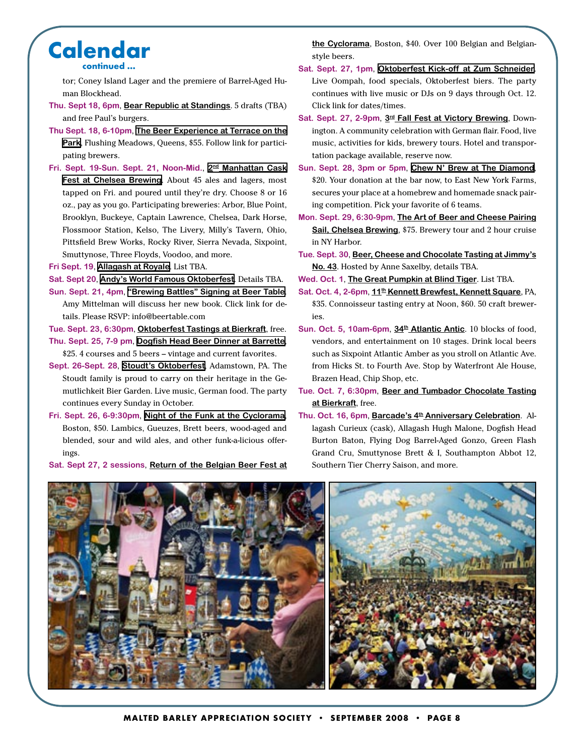# Calendar

**continued ...**

tor; Coney Island Lager and the premiere of Barrel-Aged Human Blockhead.

**Thu. Sept 18, 6pm**, **Bear Republic at Standings**. 5 drafts (TBA) and free Paul's burgers.

**Thu Sept. 18, 6-10pm**, **The Beer Experience at Terrace on the Park**, Flushing Meadows, Queens, $55. Follow link for participating brewers.

**Fri. Sept. 19-Sun. Sept. 21, Noon-Mid.**, **2nd Manhattan Cask Fest at Chelsea Brewing**. About 45 ales and lagers, most tapped on Fri. and poured until they're dry. Choose 8 or 16 oz., pay as you go. Participating breweries: Arbor, Blue Point, Brooklyn, Buckeye, Captain Lawrence, Chelsea, Dark Horse, Flossmoor Station, Kelso, The Livery, Milly's Tavern, Ohio, Pittsfield Brew Works, Rocky River, Sierra Nevada, Sixpoint, Smuttynose, Three Floyds, Voodoo, and more.

**Fri Sept. 19**, **Allagash at Royale**. List TBA.

**Sat. Sept 20**, **Andy's World Famous Oktoberfest**. Details TBA.

**Sun. Sept. 21, 4pm**, **"Brewing Battles" Signing at Beer Table**. Amy Mittelman will discuss her new book. Click link for details. Please RSVP: info@beertable.com

**Tue. Sept. 23, 6:30pm**, **Oktoberfest Tastings at Bierkraft**, free.

**Thu. Sept. 25, 7-9 pm**, **Dogfish Head Beer Dinner at Barrette**, $25. 4 courses and 5 beers – vintage and current favorites.

**Sept. 26-Sept. 28**, **Stoudt's Oktoberfest**, Adamstown, PA. The Stoudt family is proud to carry on their heritage in the Gemutlichkeit Bier Garden. Live music, German food. The party continues every Sunday in October.

**Fri. Sept. 26, 6-9:30pm**, **Night of the Funk at the Cyclorama**, Boston, $50. Lambics, Gueuzes, Brett beers, wood-aged and blended, sour and wild ales, and other funk-a-licious offerings.

**Sat. Sept 27, 2 sessions**, **Return of the Belgian Beer Fest at the Cyclorama**, Boston, $40. Over 100 Belgian and Belgian-style beers.

**Sat. Sept. 27, 1pm**, **Oktoberfest Kick-off at Zum Schneider**. Live Oompah, food specials, Oktoberfest biers. The party continues with live music or DJs on 9 days through Oct. 12. Click link for dates/times.

**Sat. Sept. 27, 2-9pm**, **3rd Fall Fest at Victory Brewing**, Downington. A community celebration with German flair. Food, live music, activities for kids, brewery tours. Hotel and transportation package available, reserve now.

**Sun. Sept. 28, 3pm or 5pm**, **Chew N' Brew at The Diamond**, $20. Your donation at the bar now, to East New York Farms, secures your place at a homebrew and homemade snack pairing competition. Pick your favorite of 6 teams.

**Mon. Sept. 29, 6:30-9pm**, **The Art of Beer and Cheese Pairing Sail, Chelsea Brewing**, $75. Brewery tour and 2 hour cruise in NY Harbor.

**Tue. Sept. 30**, **Beer, Cheese and Chocolate Tasting at Jimmy's No. 43**. Hosted by Anne Saxelby, details TBA.

**Wed. Oct. 1**, **The Great Pumpkin at Blind Tiger**. List TBA.

**Sat. Oct. 4, 2-6pm**, **11th Kennett Brewfest, Kennett Square**, PA, $35. Connoisseur tasting entry at Noon, $60. 50 craft breweries.

**Sun. Oct. 5, 10am-6pm**, **34th Atlantic Antic**. 10 blocks of food, vendors, and entertainment on 10 stages. Drink local beers such as Sixpoint Atlantic Amber as you stroll on Atlantic Ave. from Hicks St. to Fourth Ave. Stop by Waterfront Ale House, Brazen Head, Chip Shop, etc.

**Tue. Oct. 7, 6:30pm**, **Beer and Tumbador Chocolate Tasting at Bierkraft**, free.

**Thu. Oct. 16, 6pm**, **Barcade's 4th Anniversary Celebration**. Allagash Curieux (cask), Allagash Hugh Malone, Dogfish Head Burton Baton, Flying Dog Barrel-Aged Gonzo, Green Flash Grand Cru, Smuttynose Brett & I, Southampton Abbot 12, Southern Tier Cherry Saison, and more.